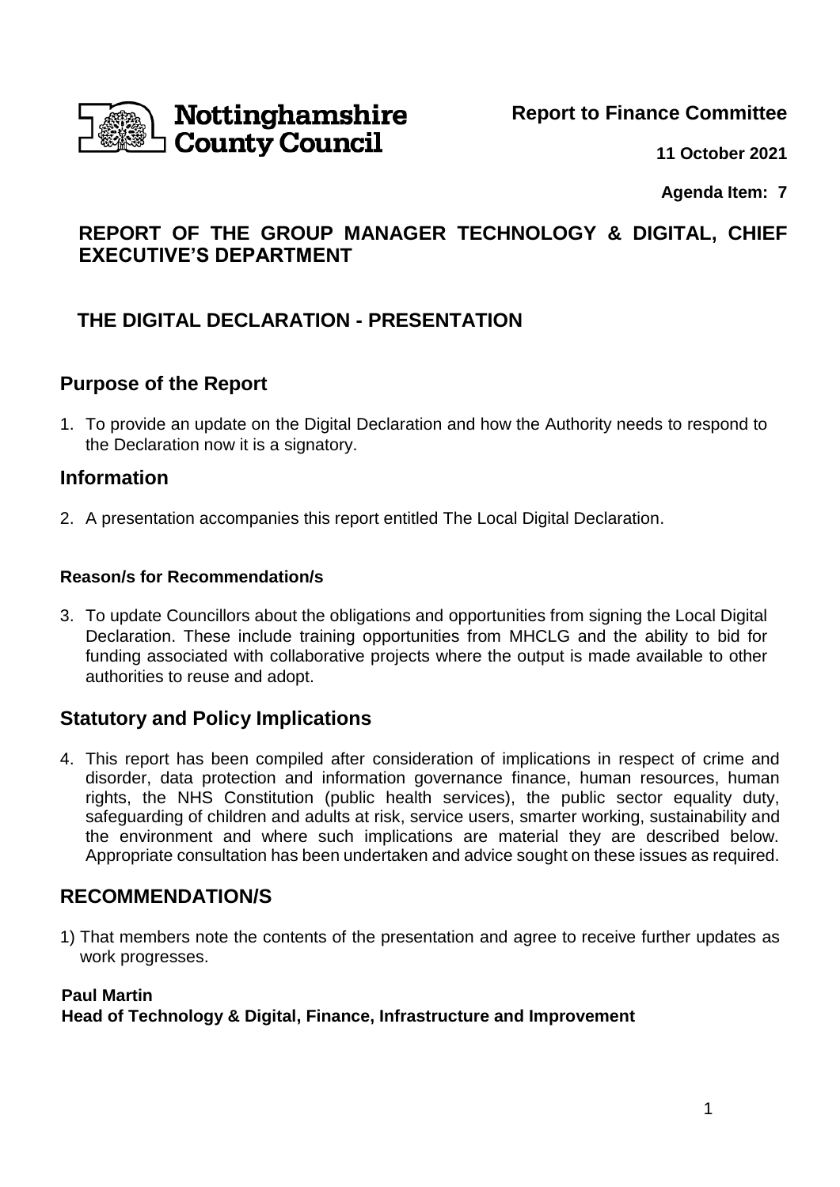**Nottinghamshire County Council**

**Report to Finance Committee**

**11 October 2021**

**Agenda Item: 7**

## REPORT OF THE GROUP MANAGER TECHNOLOGY & DIGITAL, CHIEF EXECUTIVE'S DEPARTMENT

## THE DIGITAL DECLARATION - PRESENTATION

## Purpose of the Report

1. To provide an update on the Digital Declaration and how the Authority needs to respond to the Declaration now it is a signatory.

## Information

2. A presentation accompanies this report entitled The Local Digital Declaration.

### Reason/s for Recommendation/s

3. To update Councillors about the obligations and opportunities from signing the Local Digital Declaration. These include training opportunities from MHCLG and the ability to bid for funding associated with collaborative projects where the output is made available to other authorities to reuse and adopt.

## Statutory and Policy Implications

4. This report has been compiled after consideration of implications in respect of crime and disorder, data protection and information governance finance, human resources, human rights, the NHS Constitution (public health services), the public sector equality duty, safeguarding of children and adults at risk, service users, smarter working, sustainability and the environment and where such implications are material they are described below. Appropriate consultation has been undertaken and advice sought on these issues as required.

## RECOMMENDATION/S

1) That members note the contents of the presentation and agree to receive further updates as work progresses.

**Paul Martin**
**Head of Technology & Digital, Finance, Infrastructure and Improvement**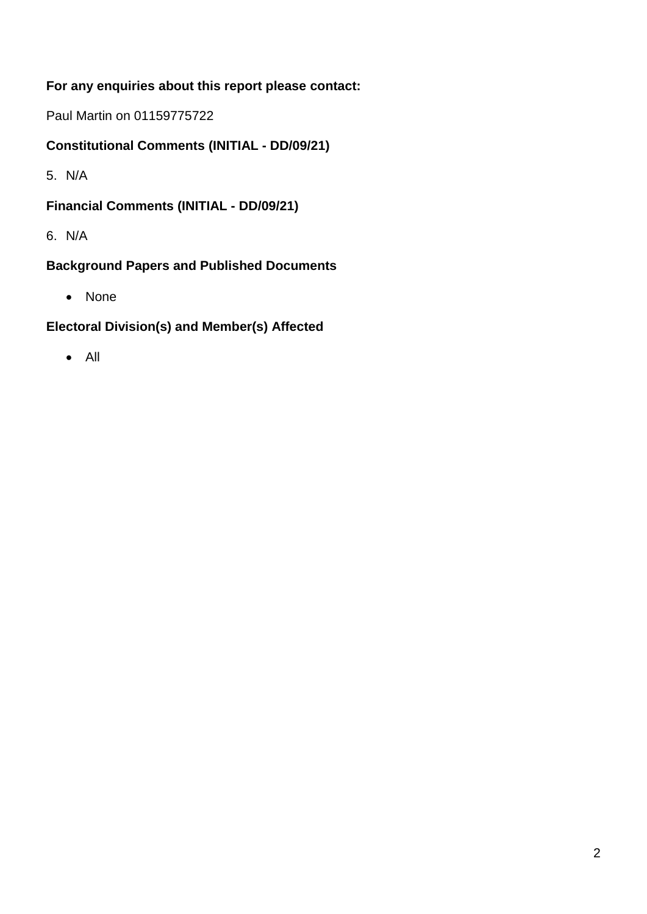**For any enquiries about this report please contact:**

Paul Martin on 01159775722

**Constitutional Comments (INITIAL - DD/09/21)**

5. N/A

**Financial Comments (INITIAL - DD/09/21)**

6. N/A

**Background Papers and Published Documents**

- None

**Electoral Division(s) and Member(s) Affected**

- All